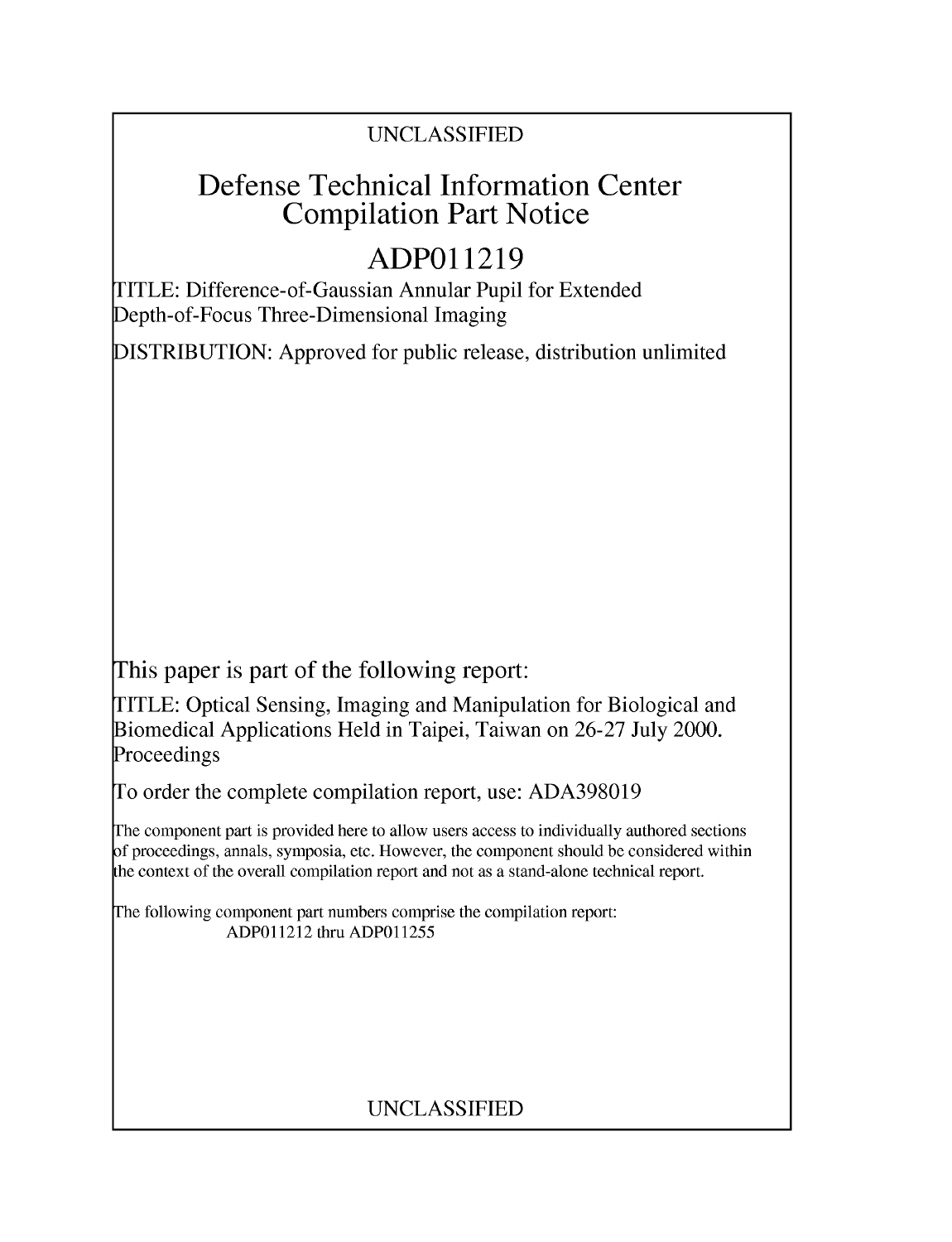UNCLASSIFIED

# Defense Technical Information Center Compilation Part Notice

# ADP011219

TITLE: Difference-of-Gaussian Annular Pupil for Extended Depth-of-Focus Three-Dimensional Imaging

DISTRIBUTION: Approved for public release, distribution unlimited

This paper is part of the following report:

TITLE: Optical Sensing, Imaging and Manipulation for Biological and Biomedical Applications Held in Taipei, Taiwan on 26-27 July 2000. Proceedings

To order the complete compilation report, use: ADA398019

The component part is provided here to allow users access to individually authored sections of proceedings, annals, symposia, etc. However, the component should be considered within the context of the overall compilation report and not as a stand-alone technical report.

The following component part numbers comprise the compilation report:
ADP011212 thru ADP011255

UNCLASSIFIED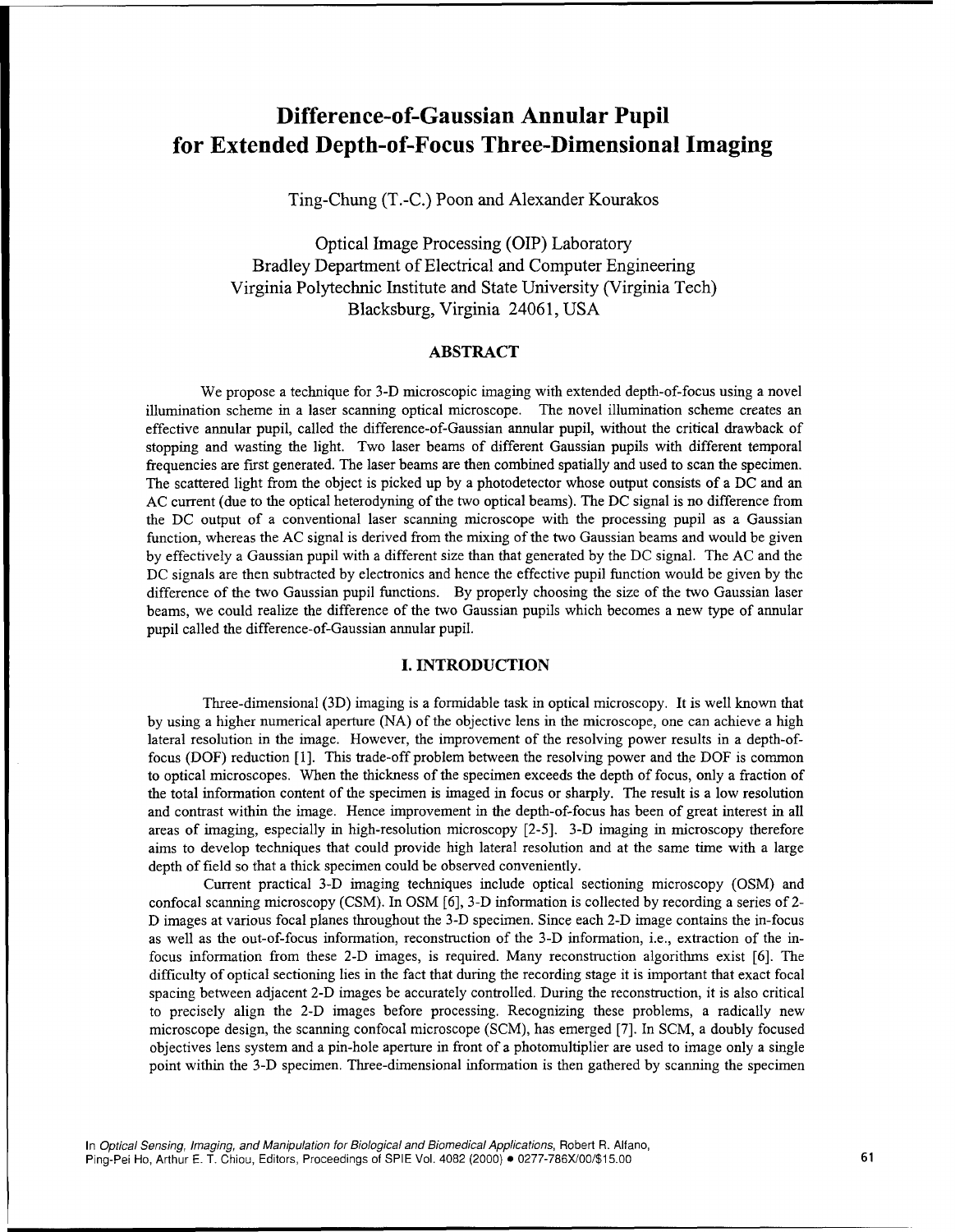# Difference-of-Gaussian Annular Pupil for Extended Depth-of-Focus Three-Dimensional Imaging

Ting-Chung (T.-C.) Poon and Alexander Kourakos

Optical Image Processing (OIP) Laboratory
Bradley Department of Electrical and Computer Engineering
Virginia Polytechnic Institute and State University (Virginia Tech)
Blacksburg, Virginia 24061, USA

## ABSTRACT

We propose a technique for 3-D microscopic imaging with extended depth-of-focus using a novel illumination scheme in a laser scanning optical microscope. The novel illumination scheme creates an effective annular pupil, called the difference-of-Gaussian annular pupil, without the critical drawback of stopping and wasting the light. Two laser beams of different Gaussian pupils with different temporal frequencies are first generated. The laser beams are then combined spatially and used to scan the specimen. The scattered light from the object is picked up by a photodetector whose output consists of a DC and an AC current (due to the optical heterodyning of the two optical beams). The DC signal is no difference from the DC output of a conventional laser scanning microscope with the processing pupil as a Gaussian function, whereas the AC signal is derived from the mixing of the two Gaussian beams and would be given by effectively a Gaussian pupil with a different size than that generated by the DC signal. The AC and the DC signals are then subtracted by electronics and hence the effective pupil function would be given by the difference of the two Gaussian pupil functions. By properly choosing the size of the two Gaussian laser beams, we could realize the difference of the two Gaussian pupils which becomes a new type of annular pupil called the difference-of-Gaussian annular pupil.

## I. INTRODUCTION

Three-dimensional (3D) imaging is a formidable task in optical microscopy. It is well known that by using a higher numerical aperture (NA) of the objective lens in the microscope, one can achieve a high lateral resolution in the image. However, the improvement of the resolving power results in a depth-of-focus (DOF) reduction [1]. This trade-off problem between the resolving power and the DOF is common to optical microscopes. When the thickness of the specimen exceeds the depth of focus, only a fraction of the total information content of the specimen is imaged in focus or sharply. The result is a low resolution and contrast within the image. Hence improvement in the depth-of-focus has been of great interest in all areas of imaging, especially in high-resolution microscopy [2-5]. 3-D imaging in microscopy therefore aims to develop techniques that could provide high lateral resolution and at the same time with a large depth of field so that a thick specimen could be observed conveniently.

Current practical 3-D imaging techniques include optical sectioning microscopy (OSM) and confocal scanning microscopy (CSM). In OSM [6], 3-D information is collected by recording a series of 2-D images at various focal planes throughout the 3-D specimen. Since each 2-D image contains the in-focus as well as the out-of-focus information, reconstruction of the 3-D information, i.e., extraction of the in-focus information from these 2-D images, is required. Many reconstruction algorithms exist [6]. The difficulty of optical sectioning lies in the fact that during the recording stage it is important that exact focal spacing between adjacent 2-D images be accurately controlled. During the reconstruction, it is also critical to precisely align the 2-D images before processing. Recognizing these problems, a radically new microscope design, the scanning confocal microscope (SCM), has emerged [7]. In SCM, a doubly focused objectives lens system and a pin-hole aperture in front of a photomultiplier are used to image only a single point within the 3-D specimen. Three-dimensional information is then gathered by scanning the specimen

In *Optical Sensing, Imaging, and Manipulation for Biological and Biomedical Applications*, Robert R. Alfano, Ping-Pei Ho, Arthur E. T. Chiou, Editors, Proceedings of SPIE Vol. 4082 (2000) • 0277-786X/00/$15.00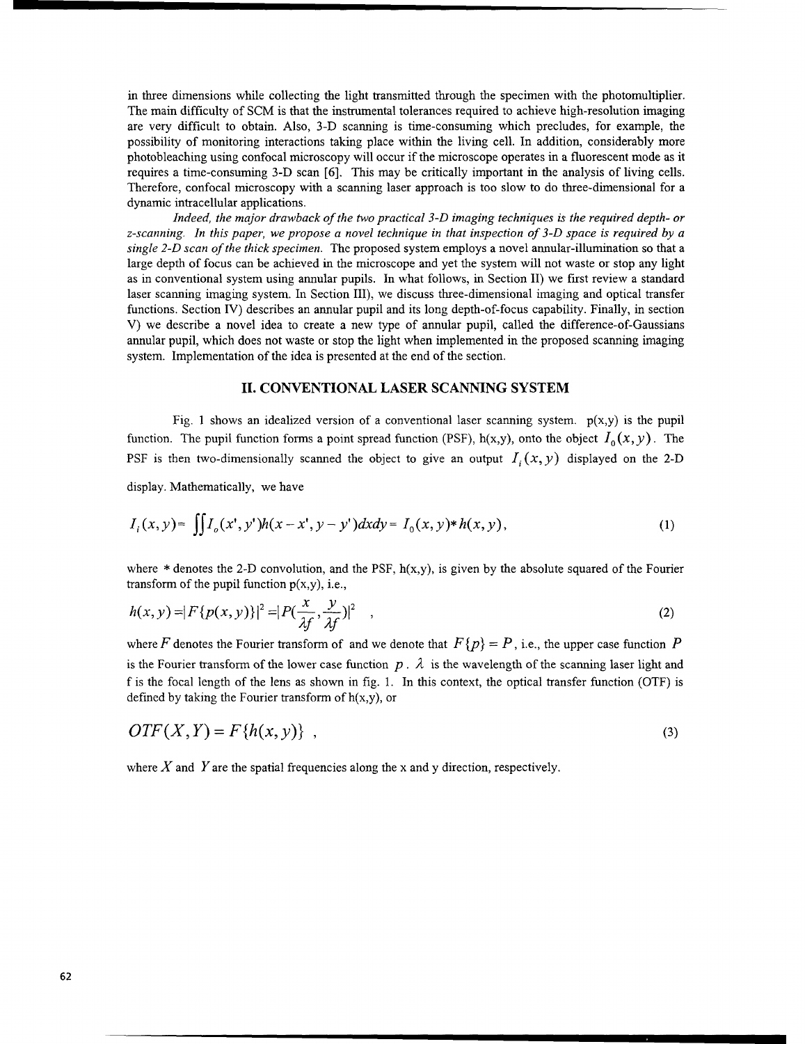in three dimensions while collecting the light transmitted through the specimen with the photomultiplier. The main difficulty of SCM is that the instrumental tolerances required to achieve high-resolution imaging are very difficult to obtain. Also, 3-D scanning is time-consuming which precludes, for example, the possibility of monitoring interactions taking place within the living cell. In addition, considerably more photobleaching using confocal microscopy will occur if the microscope operates in a fluorescent mode as it requires a time-consuming 3-D scan [6]. This may be critically important in the analysis of living cells. Therefore, confocal microscopy with a scanning laser approach is too slow to do three-dimensional for a dynamic intracellular applications.

*Indeed, the major drawback of the two practical 3-D imaging techniques is the required depth- or z-scanning. In this paper, we propose a novel technique in that inspection of 3-D space is required by a single 2-D scan of the thick specimen.* The proposed system employs a novel annular-illumination so that a large depth of focus can be achieved in the microscope and yet the system will not waste or stop any light as in conventional system using annular pupils. In what follows, in Section II) we first review a standard laser scanning imaging system. In Section III), we discuss three-dimensional imaging and optical transfer functions. Section IV) describes an annular pupil and its long depth-of-focus capability. Finally, in section V) we describe a novel idea to create a new type of annular pupil, called the difference-of-Gaussians annular pupil, which does not waste or stop the light when implemented in the proposed scanning imaging system. Implementation of the idea is presented at the end of the section.

## II. CONVENTIONAL LASER SCANNING SYSTEM

Fig. 1 shows an idealized version of a conventional laser scanning system. p(x,y) is the pupil function. The pupil function forms a point spread function (PSF), h(x,y), onto the object $I_0(x,y)$. The PSF is then two-dimensionally scanned the object to give an output $I_i(x,y)$ displayed on the 2-D display. Mathematically, we have

$$I_i(x,y) = \iint I_o(x',y')h(x-x',y-y')dxdy = I_0(x,y) * h(x,y), \tag{1}$$

where * denotes the 2-D convolution, and the PSF, h(x,y), is given by the absolute squared of the Fourier transform of the pupil function p(x,y), i.e.,

$$h(x,y) = |F\{p(x,y)\}|^2 = |P(\frac{x}{\lambda f}, \frac{y}{\lambda f})|^2 \quad , \tag{2}$$

where $F$ denotes the Fourier transform of and we denote that $F\{p\} = P$, i.e., the upper case function $P$ is the Fourier transform of the lower case function $p$. $\lambda$ is the wavelength of the scanning laser light and f is the focal length of the lens as shown in fig. 1. In this context, the optical transfer function (OTF) is defined by taking the Fourier transform of h(x,y), or

$$OTF(X,Y) = F\{h(x,y)\} \quad , \tag{3}$$

where $X$ and $Y$ are the spatial frequencies along the x and y direction, respectively.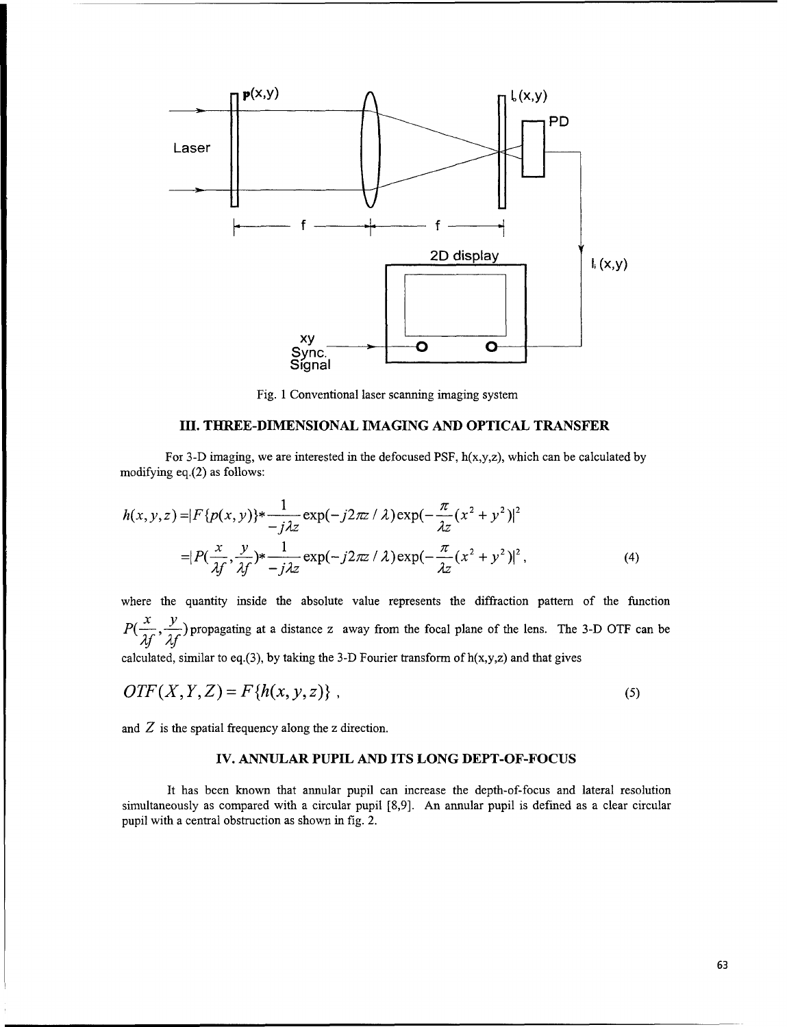p(x,y)

Laser

$I_o(x,y)$

PD

f

f

2D display

$I_i(x,y)$

xy
Sync.
Signal

Fig. 1 Conventional laser scanning imaging system

## III. THREE-DIMENSIONAL IMAGING AND OPTICAL TRANSFER

For 3-D imaging, we are interested in the defocused PSF, h(x,y,z), which can be calculated by modifying eq.(2) as follows:

$$h(x,y,z) = |F\{p(x,y)\} * \frac{1}{-j\lambda z}\exp(-j2\pi z/\lambda)\exp(-\frac{\pi}{\lambda z}(x^2+y^2)|^2$$

$$= |P(\frac{x}{\lambda f},\frac{y}{\lambda f}) * \frac{1}{-j\lambda z}\exp(-j2\pi z/\lambda)\exp(-\frac{\pi}{\lambda z}(x^2+y^2)|^2, \quad (4)$$

where the quantity inside the absolute value represents the diffraction pattern of the function $P(\frac{x}{\lambda f},\frac{y}{\lambda f})$ propagating at a distance z away from the focal plane of the lens. The 3-D OTF can be calculated, similar to eq.(3), by taking the 3-D Fourier transform of h(x,y,z) and that gives

$$OTF(X,Y,Z) = F\{h(x,y,z)\}, \quad (5)$$

and $Z$ is the spatial frequency along the z direction.

## IV. ANNULAR PUPIL AND ITS LONG DEPT-OF-FOCUS

It has been known that annular pupil can increase the depth-of-focus and lateral resolution simultaneously as compared with a circular pupil [8,9]. An annular pupil is defined as a clear circular pupil with a central obstruction as shown in fig. 2.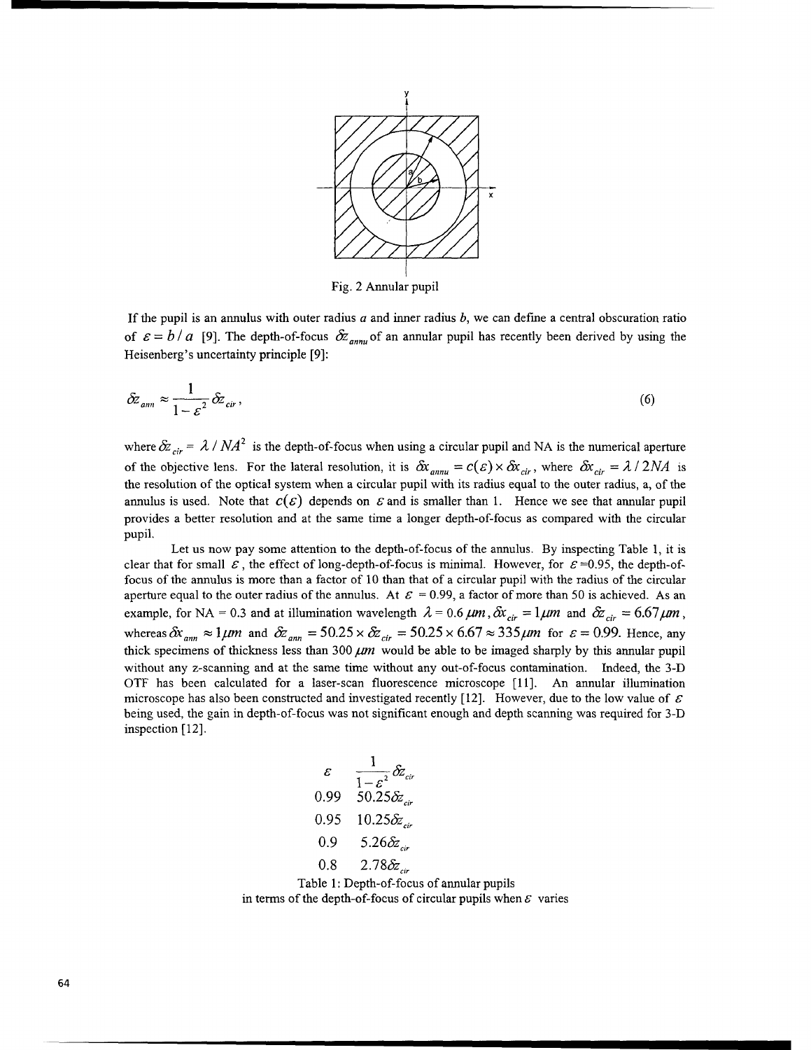Fig. 2 Annular pupil

If the pupil is an annulus with outer radius *a* and inner radius *b*, we can define a central obscuration ratio of $\varepsilon = b / a$ [9]. The depth-of-focus $\delta z_{annu}$ of an annular pupil has recently been derived by using the Heisenberg's uncertainty principle [9]:

$$\delta z_{ann} \approx \frac{1}{1-\varepsilon^2} \delta z_{cir}, \tag{6}$$

where $\delta z_{cir} = \lambda / NA^2$ is the depth-of-focus when using a circular pupil and NA is the numerical aperture of the objective lens. For the lateral resolution, it is $\delta x_{annu} = c(\varepsilon) \times \delta x_{cir}$, where $\delta x_{cir} = \lambda / 2NA$ is the resolution of the optical system when a circular pupil with its radius equal to the outer radius, a, of the annulus is used. Note that $c(\varepsilon)$ depends on $\varepsilon$ and is smaller than 1. Hence we see that annular pupil provides a better resolution and at the same time a longer depth-of-focus as compared with the circular pupil.

Let us now pay some attention to the depth-of-focus of the annulus. By inspecting Table 1, it is clear that for small $\varepsilon$, the effect of long-depth-of-focus is minimal. However, for $\varepsilon$=0.95, the depth-of-focus of the annulus is more than a factor of 10 than that of a circular pupil with the radius of the circular aperture equal to the outer radius of the annulus. At $\varepsilon$ = 0.99, a factor of more than 50 is achieved. As an example, for NA = 0.3 and at illumination wavelength $\lambda = 0.6\,\mu m$, $\delta x_{cir} = 1\mu m$ and $\delta z_{cir} = 6.67\mu m$, whereas $\delta x_{ann} \approx 1\mu m$ and $\delta z_{ann} = 50.25 \times \delta z_{cir} = 50.25 \times 6.67 \approx 335\mu m$ for $\varepsilon = 0.99$. Hence, any thick specimens of thickness less than 300 $\mu m$ would be able to be imaged sharply by this annular pupil without any z-scanning and at the same time without any out-of-focus contamination. Indeed, the 3-D OTF has been calculated for a laser-scan fluorescence microscope [11]. An annular illumination microscope has also been constructed and investigated recently [12]. However, due to the low value of $\varepsilon$ being used, the gain in depth-of-focus was not significant enough and depth scanning was required for 3-D inspection [12].

| $\varepsilon$ | $\frac{1}{1-\varepsilon^2}\delta z_{cir}$ |
|---|---|
| 0.99 | $50.25\delta z_{cir}$ |
| 0.95 | $10.25\delta z_{cir}$ |
| 0.9 | $5.26\delta z_{cir}$ |
| 0.8 | $2.78\delta z_{cir}$ |

Table 1: Depth-of-focus of annular pupils in terms of the depth-of-focus of circular pupils when $\varepsilon$ varies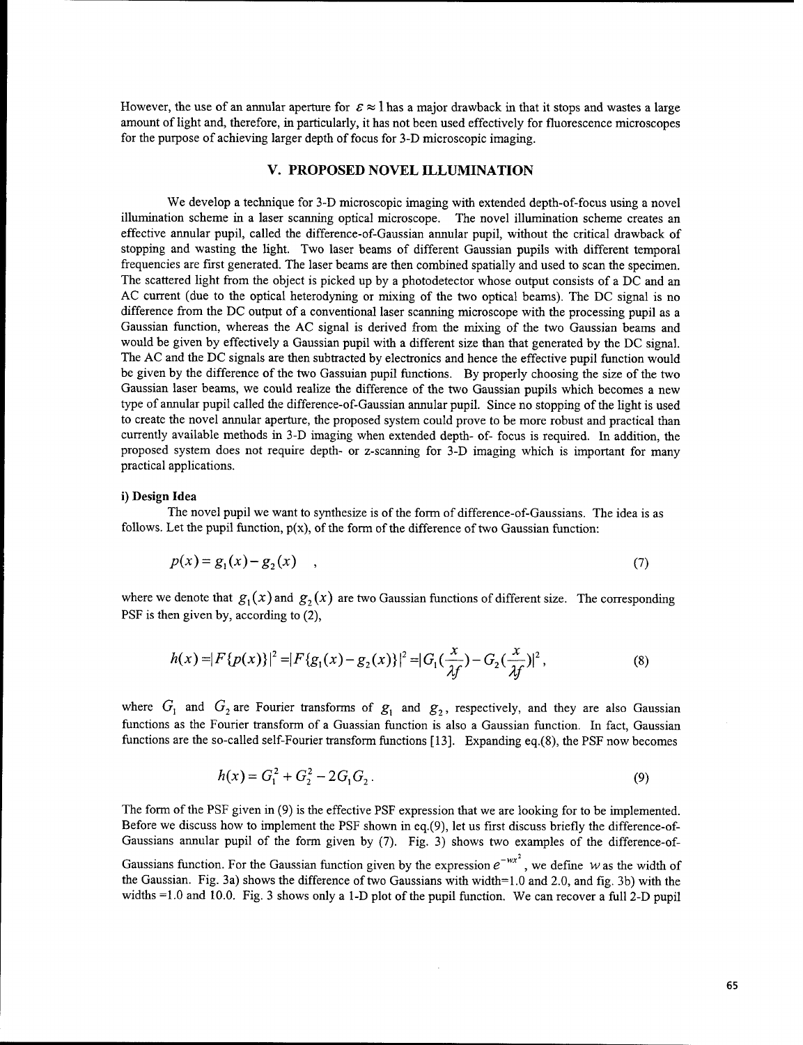However, the use of an annular aperture for $\varepsilon \approx 1$ has a major drawback in that it stops and wastes a large amount of light and, therefore, in particularly, it has not been used effectively for fluorescence microscopes for the purpose of achieving larger depth of focus for 3-D microscopic imaging.

## V. PROPOSED NOVEL ILLUMINATION

We develop a technique for 3-D microscopic imaging with extended depth-of-focus using a novel illumination scheme in a laser scanning optical microscope. The novel illumination scheme creates an effective annular pupil, called the difference-of-Gaussian annular pupil, without the critical drawback of stopping and wasting the light. Two laser beams of different Gaussian pupils with different temporal frequencies are first generated. The laser beams are then combined spatially and used to scan the specimen. The scattered light from the object is picked up by a photodetector whose output consists of a DC and an AC current (due to the optical heterodyning or mixing of the two optical beams). The DC signal is no difference from the DC output of a conventional laser scanning microscope with the processing pupil as a Gaussian function, whereas the AC signal is derived from the mixing of the two Gaussian beams and would be given by effectively a Gaussian pupil with a different size than that generated by the DC signal. The AC and the DC signals are then subtracted by electronics and hence the effective pupil function would be given by the difference of the two Gassuian pupil functions. By properly choosing the size of the two Gaussian laser beams, we could realize the difference of the two Gaussian pupils which becomes a new type of annular pupil called the difference-of-Gaussian annular pupil. Since no stopping of the light is used to create the novel annular aperture, the proposed system could prove to be more robust and practical than currently available methods in 3-D imaging when extended depth- of- focus is required. In addition, the proposed system does not require depth- or z-scanning for 3-D imaging which is important for many practical applications.

### i) Design Idea

The novel pupil we want to synthesize is of the form of difference-of-Gaussians. The idea is as follows. Let the pupil function, p(x), of the form of the difference of two Gaussian function:

$$p(x) = g_1(x) - g_2(x) \quad , \tag{7}$$

where we denote that $g_1(x)$ and $g_2(x)$ are two Gaussian functions of different size. The corresponding PSF is then given by, according to (2),

$$h(x) = |F\{p(x)\}|^2 = |F\{g_1(x) - g_2(x)\}|^2 = |G_1(\frac{x}{\lambda f}) - G_2(\frac{x}{\lambda f})|^2 , \tag{8}$$

where $G_1$ and $G_2$ are Fourier transforms of $g_1$ and $g_2$, respectively, and they are also Gaussian functions as the Fourier transform of a Guassian function is also a Gaussian function. In fact, Gaussian functions are the so-called self-Fourier transform functions [13]. Expanding eq.(8), the PSF now becomes

$$h(x) = G_1^2 + G_2^2 - 2G_1G_2 . \tag{9}$$

The form of the PSF given in (9) is the effective PSF expression that we are looking for to be implemented. Before we discuss how to implement the PSF shown in eq.(9), let us first discuss briefly the difference-of-Gaussians annular pupil of the form given by (7). Fig. 3) shows two examples of the difference-of-Gaussians function. For the Gaussian function given by the expression $e^{-wx^2}$, we define $w$ as the width of the Gaussian. Fig. 3a) shows the difference of two Gaussians with width=1.0 and 2.0, and fig. 3b) with the widths =1.0 and 10.0. Fig. 3 shows only a 1-D plot of the pupil function. We can recover a full 2-D pupil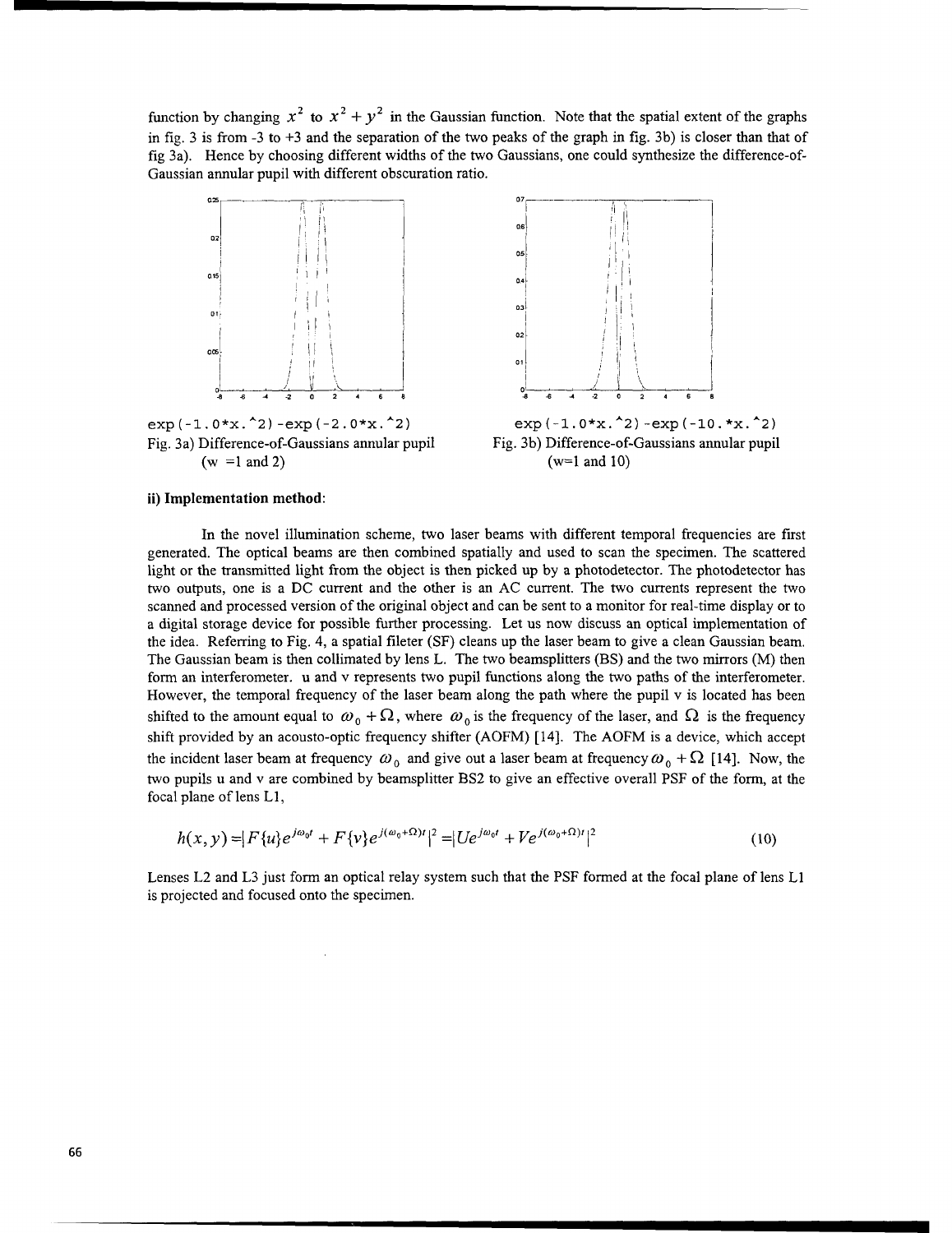function by changing $x^2$ to $x^2 + y^2$ in the Gaussian function. Note that the spatial extent of the graphs in fig. 3 is from -3 to +3 and the separation of the two peaks of the graph in fig. 3b) is closer than that of fig 3a). Hence by choosing different widths of the two Gaussians, one could synthesize the difference-of-Gaussian annular pupil with different obscuration ratio.

0.25
0.2
0.15
0.1
0.05
0
-8 -6 -4 -2 0 2 4 6 8

```
exp(-1.0*x.^2)-exp(-2.0*x.^2)
```

Fig. 3a) Difference-of-Gaussians annular pupil (w =1 and 2)

0.7
0.6
0.5
0.4
0.3
0.2
0.1
0
-8 -6 -4 -2 0 2 4 6 8

```
exp(-1.0*x.^2)-exp(-10.*x.^2)
```

Fig. 3b) Difference-of-Gaussians annular pupil (w=1 and 10)

**ii) Implementation method:**

In the novel illumination scheme, two laser beams with different temporal frequencies are first generated. The optical beams are then combined spatially and used to scan the specimen. The scattered light or the transmitted light from the object is then picked up by a photodetector. The photodetector has two outputs, one is a DC current and the other is an AC current. The two currents represent the two scanned and processed version of the original object and can be sent to a monitor for real-time display or to a digital storage device for possible further processing. Let us now discuss an optical implementation of the idea. Referring to Fig. 4, a spatial fileter (SF) cleans up the laser beam to give a clean Gaussian beam. The Gaussian beam is then collimated by lens L. The two beamsplitters (BS) and the two mirrors (M) then form an interferometer. u and v represents two pupil functions along the two paths of the interferometer. However, the temporal frequency of the laser beam along the path where the pupil v is located has been shifted to the amount equal to $\omega_0 + \Omega$, where $\omega_0$ is the frequency of the laser, and $\Omega$ is the frequency shift provided by an acousto-optic frequency shifter (AOFM) [14]. The AOFM is a device, which accept the incident laser beam at frequency $\omega_0$ and give out a laser beam at frequency $\omega_0 + \Omega$ [14]. Now, the two pupils u and v are combined by beamsplitter BS2 to give an effective overall PSF of the form, at the focal plane of lens L1,

$$h(x, y) = |F\{u\}e^{j\omega_0 t} + F\{v\}e^{j(\omega_0+\Omega)t}|^2 = |Ue^{j\omega_0 t} + Ve^{j(\omega_0+\Omega)t}|^2 \tag{10}$$

Lenses L2 and L3 just form an optical relay system such that the PSF formed at the focal plane of lens L1 is projected and focused onto the specimen.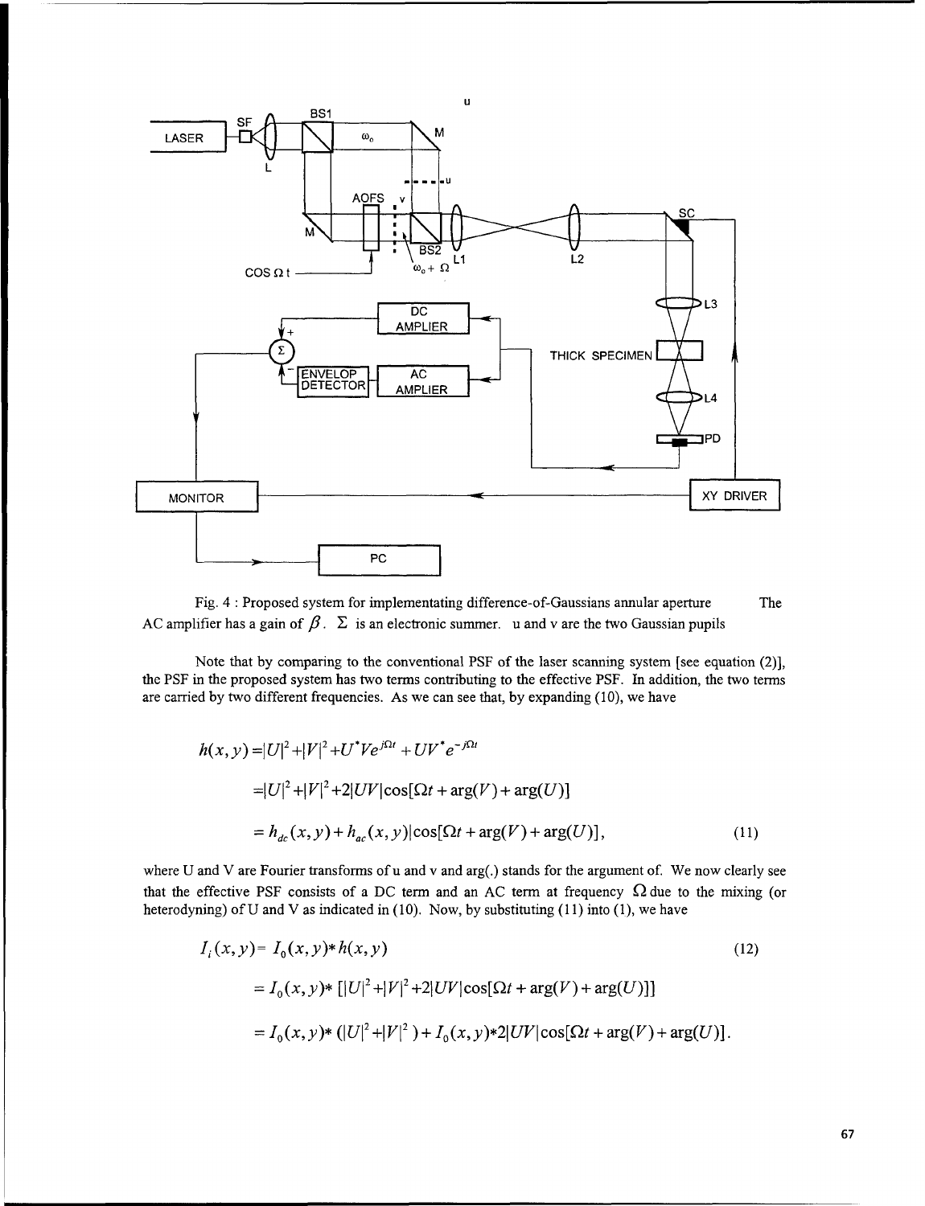Fig. 4 : Proposed system for implementating difference-of-Gaussians annular aperture The AC amplifier has a gain of $\beta$. $\Sigma$ is an electronic summer. u and v are the two Gaussian pupils

Note that by comparing to the conventional PSF of the laser scanning system [see equation (2)], the PSF in the proposed system has two terms contributing to the effective PSF. In addition, the two terms are carried by two different frequencies. As we can see that, by expanding (10), we have

$$h(x,y) = |U|^2 + |V|^2 + U^*Ve^{j\Omega t} + UV^*e^{-j\Omega t}$$

$$= |U|^2 + |V|^2 + 2|UV|\cos[\Omega t + \arg(V) + \arg(U)]$$

$$= h_{dc}(x,y) + h_{ac}(x,y)|\cos[\Omega t + \arg(V) + \arg(U)], \tag{11}$$

where U and V are Fourier transforms of u and v and arg(.) stands for the argument of. We now clearly see that the effective PSF consists of a DC term and an AC term at frequency $\Omega$ due to the mixing (or heterodyning) of U and V as indicated in (10). Now, by substituting (11) into (1), we have

$$I_i(x,y) = I_0(x,y) * h(x,y) \tag{12}$$

$$= I_0(x,y) * [|U|^2 + |V|^2 + 2|UV|\cos[\Omega t + \arg(V) + \arg(U)]]$$

$$= I_0(x,y) * (|U|^2 + |V|^2) + I_0(x,y) * 2|UV|\cos[\Omega t + \arg(V) + \arg(U)].$$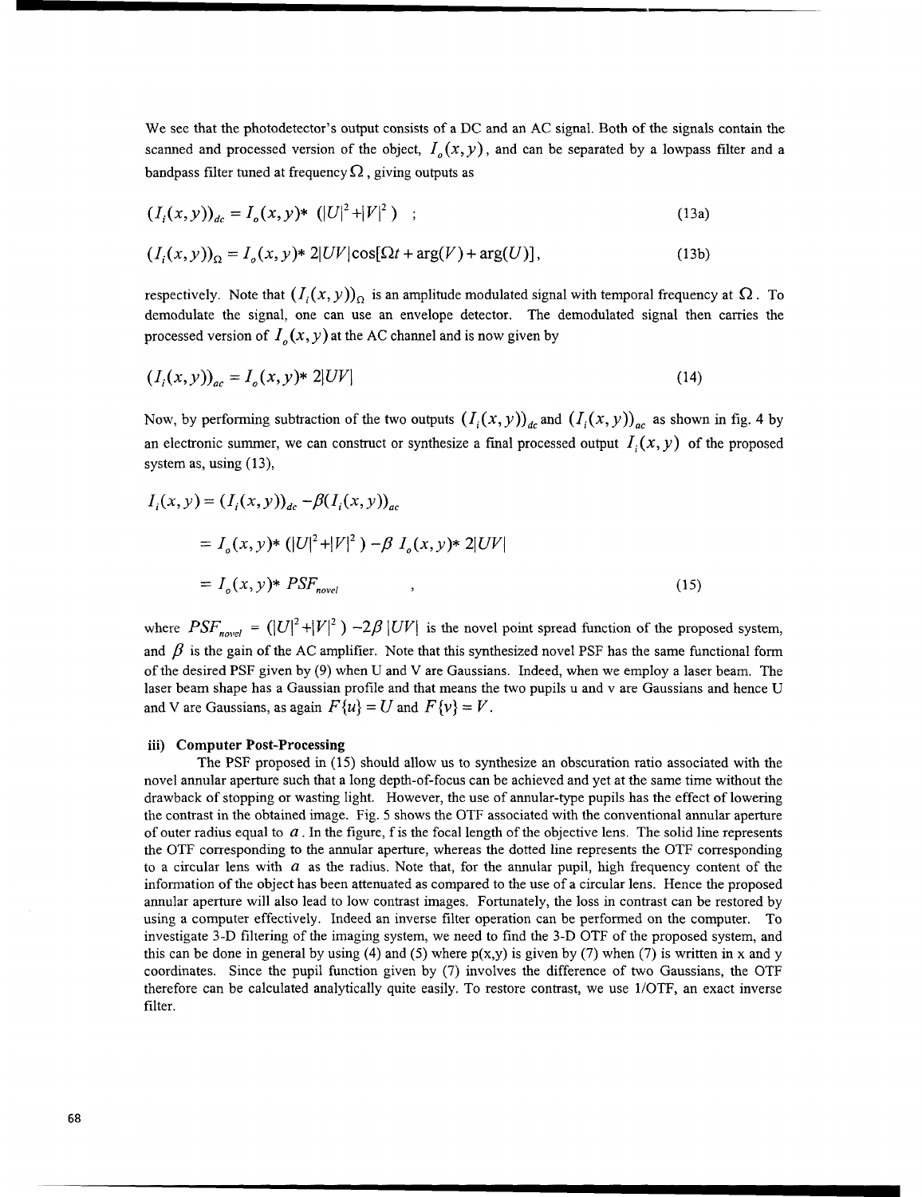We see that the photodetector's output consists of a DC and an AC signal. Both of the signals contain the scanned and processed version of the object, $I_o(x,y)$, and can be separated by a lowpass filter and a bandpass filter tuned at frequency $\Omega$, giving outputs as

$$(I_i(x,y))_{dc} = I_o(x,y) * (|U|^2 + |V|^2) \quad ; \tag{13a}$$

$$(I_i(x,y))_{\Omega} = I_o(x,y) * 2|UV|\cos[\Omega t + \arg(V) + \arg(U)], \tag{13b}$$

respectively. Note that $(I_i(x,y))_{\Omega}$ is an amplitude modulated signal with temporal frequency at $\Omega$. To demodulate the signal, one can use an envelope detector. The demodulated signal then carries the processed version of $I_o(x,y)$ at the AC channel and is now given by

$$(I_i(x,y))_{ac} = I_o(x,y) * 2|UV| \tag{14}$$

Now, by performing subtraction of the two outputs $(I_i(x,y))_{dc}$ and $(I_i(x,y))_{ac}$ as shown in fig. 4 by an electronic summer, we can construct or synthesize a final processed output $I_i(x,y)$ of the proposed system as, using (13),

$$\begin{aligned} I_i(x,y) &= (I_i(x,y))_{dc} - \beta (I_i(x,y))_{ac} \\ &= I_o(x,y) * (|U|^2 + |V|^2) - \beta \, I_o(x,y) * 2|UV| \\ &= I_o(x,y) * PSF_{novel} \quad , \end{aligned} \tag{15}$$

where $PSF_{novel} = (|U|^2 + |V|^2) - 2\beta\,|UV|$ is the novel point spread function of the proposed system, and $\beta$ is the gain of the AC amplifier. Note that this synthesized novel PSF has the same functional form of the desired PSF given by (9) when U and V are Gaussians. Indeed, when we employ a laser beam. The laser beam shape has a Gaussian profile and that means the two pupils u and v are Gaussians and hence U and V are Gaussians, as again $F\{u\} = U$ and $F\{v\} = V$.

### iii) Computer Post-Processing

The PSF proposed in (15) should allow us to synthesize an obscuration ratio associated with the novel annular aperture such that a long depth-of-focus can be achieved and yet at the same time without the drawback of stopping or wasting light. However, the use of annular-type pupils has the effect of lowering the contrast in the obtained image. Fig. 5 shows the OTF associated with the conventional annular aperture of outer radius equal to $a$. In the figure, f is the focal length of the objective lens. The solid line represents the OTF corresponding to the annular aperture, whereas the dotted line represents the OTF corresponding to a circular lens with $a$ as the radius. Note that, for the annular pupil, high frequency content of the information of the object has been attenuated as compared to the use of a circular lens. Hence the proposed annular aperture will also lead to low contrast images. Fortunately, the loss in contrast can be restored by using a computer effectively. Indeed an inverse filter operation can be performed on the computer. To investigate 3-D filtering of the imaging system, we need to find the 3-D OTF of the proposed system, and this can be done in general by using (4) and (5) where p(x,y) is given by (7) when (7) is written in x and y coordinates. Since the pupil function given by (7) involves the difference of two Gaussians, the OTF therefore can be calculated analytically quite easily. To restore contrast, we use 1/OTF, an exact inverse filter.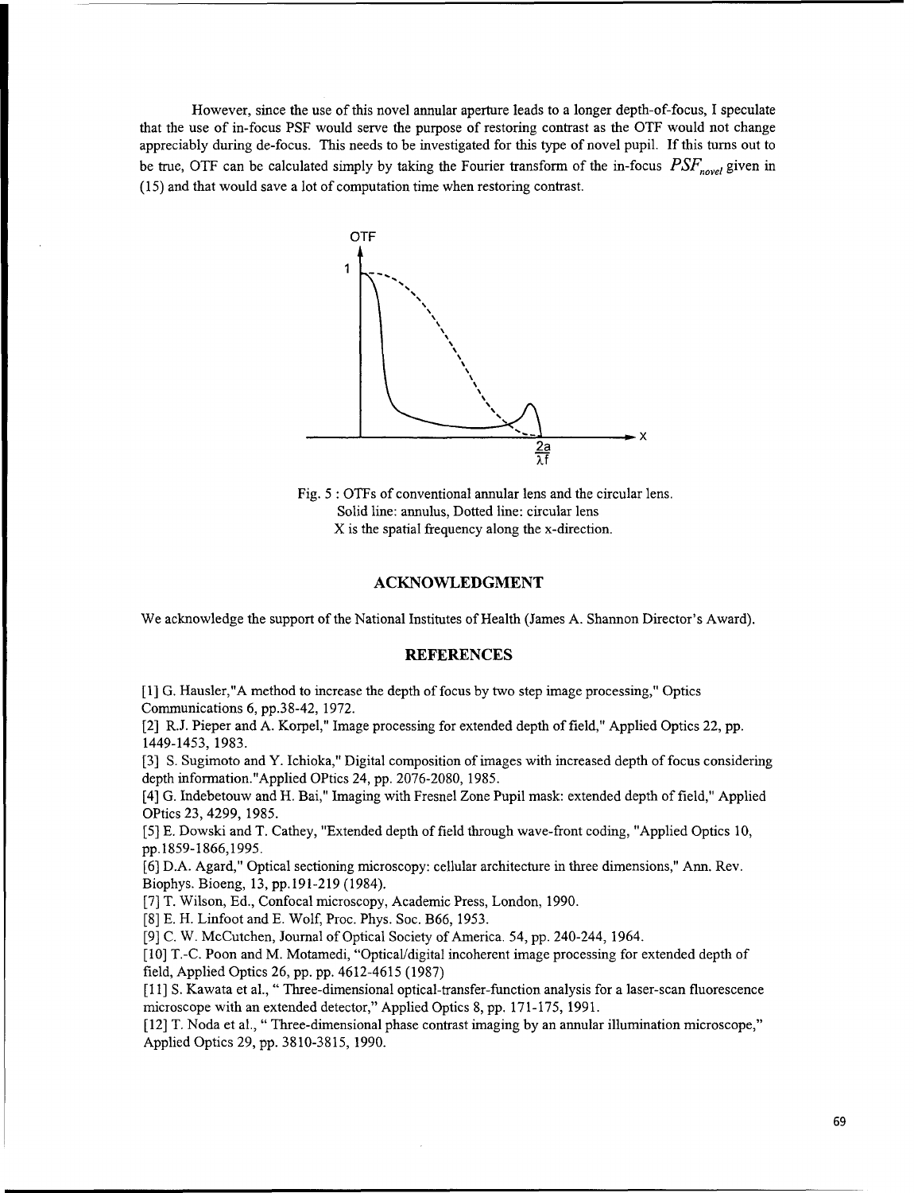However, since the use of this novel annular aperture leads to a longer depth-of-focus, I speculate that the use of in-focus PSF would serve the purpose of restoring contrast as the OTF would not change appreciably during de-focus. This needs to be investigated for this type of novel pupil. If this turns out to be true, OTF can be calculated simply by taking the Fourier transform of the in-focus $PSF_{novel}$ given in (15) and that would save a lot of computation time when restoring contrast.

OTF

1

X

$\frac{2a}{\lambda f}$

Fig. 5 : OTFs of conventional annular lens and the circular lens.
Solid line: annulus, Dotted line: circular lens
X is the spatial frequency along the x-direction.

## ACKNOWLEDGMENT

We acknowledge the support of the National Institutes of Health (James A. Shannon Director's Award).

## REFERENCES

[1] G. Hausler,"A method to increase the depth of focus by two step image processing," Optics Communications 6, pp.38-42, 1972.

[2] R.J. Pieper and A. Korpel," Image processing for extended depth of field," Applied Optics 22, pp. 1449-1453, 1983.

[3] S. Sugimoto and Y. Ichioka," Digital composition of images with increased depth of focus considering depth information."Applied OPtics 24, pp. 2076-2080, 1985.

[4] G. Indebetouw and H. Bai," Imaging with Fresnel Zone Pupil mask: extended depth of field," Applied OPtics 23, 4299, 1985.

[5] E. Dowski and T. Cathey, "Extended depth of field through wave-front coding, "Applied Optics 10, pp.1859-1866,1995.

[6] D.A. Agard," Optical sectioning microscopy: cellular architecture in three dimensions," Ann. Rev. Biophys. Bioeng, 13, pp.191-219 (1984).

[7] T. Wilson, Ed., Confocal microscopy, Academic Press, London, 1990.

[8] E. H. Linfoot and E. Wolf, Proc. Phys. Soc. B66, 1953.

[9] C. W. McCutchen, Journal of Optical Society of America. 54, pp. 240-244, 1964.

[10] T.-C. Poon and M. Motamedi, "Optical/digital incoherent image processing for extended depth of field, Applied Optics 26, pp. pp. 4612-4615 (1987)

[11] S. Kawata et al., " Three-dimensional optical-transfer-function analysis for a laser-scan fluorescence microscope with an extended detector," Applied Optics 8, pp. 171-175, 1991.

[12] T. Noda et al., " Three-dimensional phase contrast imaging by an annular illumination microscope," Applied Optics 29, pp. 3810-3815, 1990.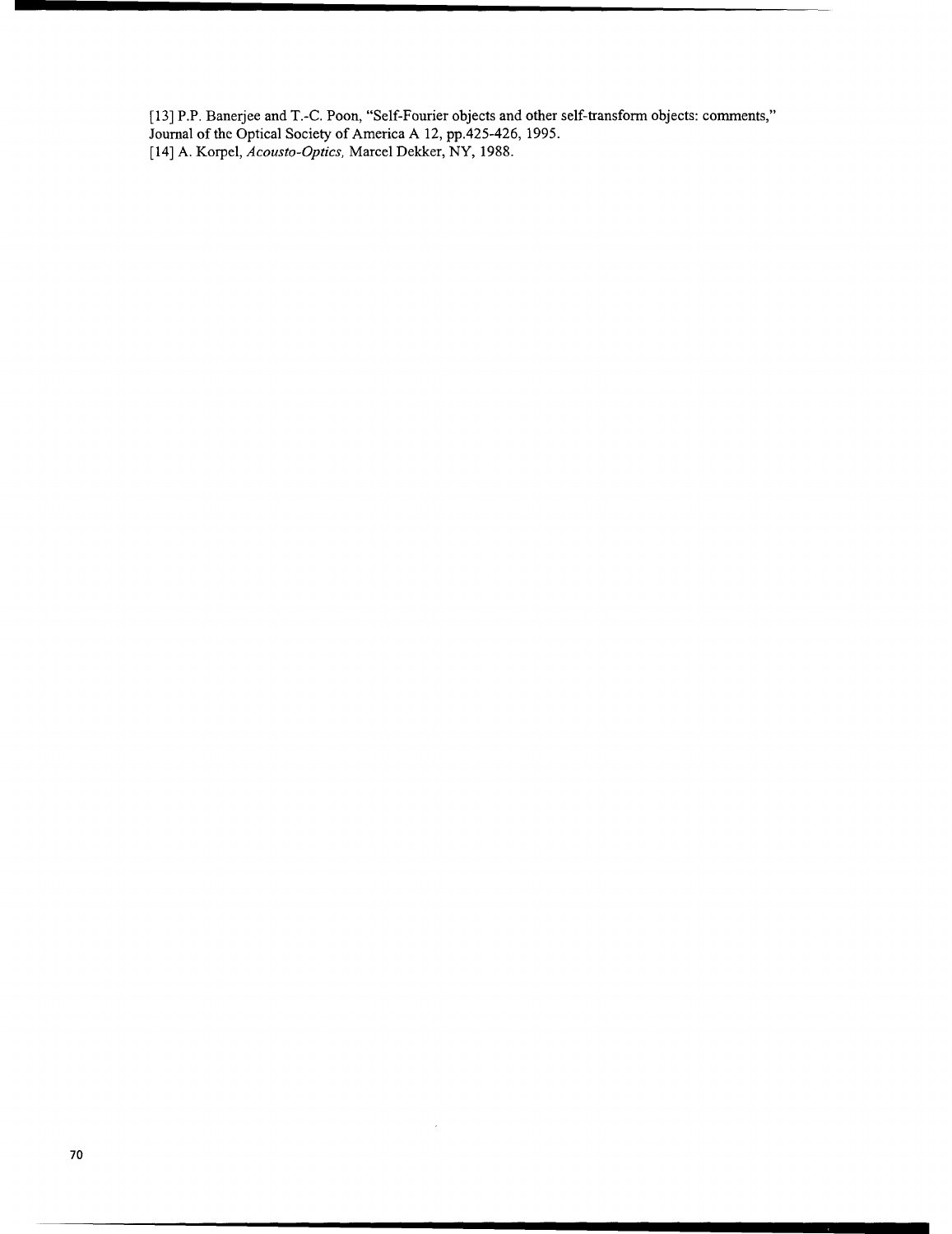[13] P.P. Banerjee and T.-C. Poon, "Self-Fourier objects and other self-transform objects: comments," Journal of the Optical Society of America A 12, pp.425-426, 1995.
[14] A. Korpel, *Acousto-Optics,* Marcel Dekker, NY, 1988.